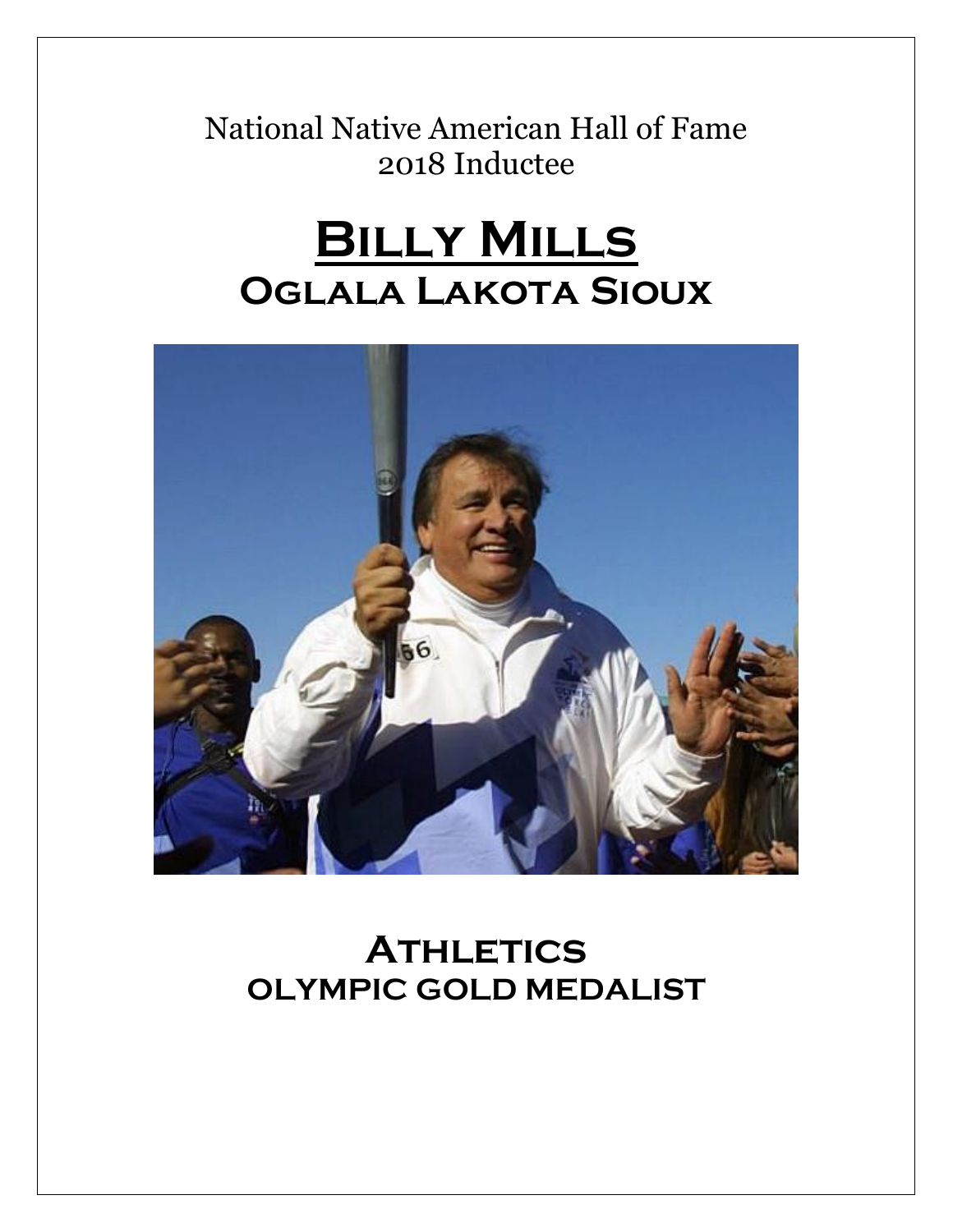National Native American Hall of Fame
2018 Inductee

# Billy Mills

## Oglala Lakota Sioux

## Athletics

### Olympic Gold Medalist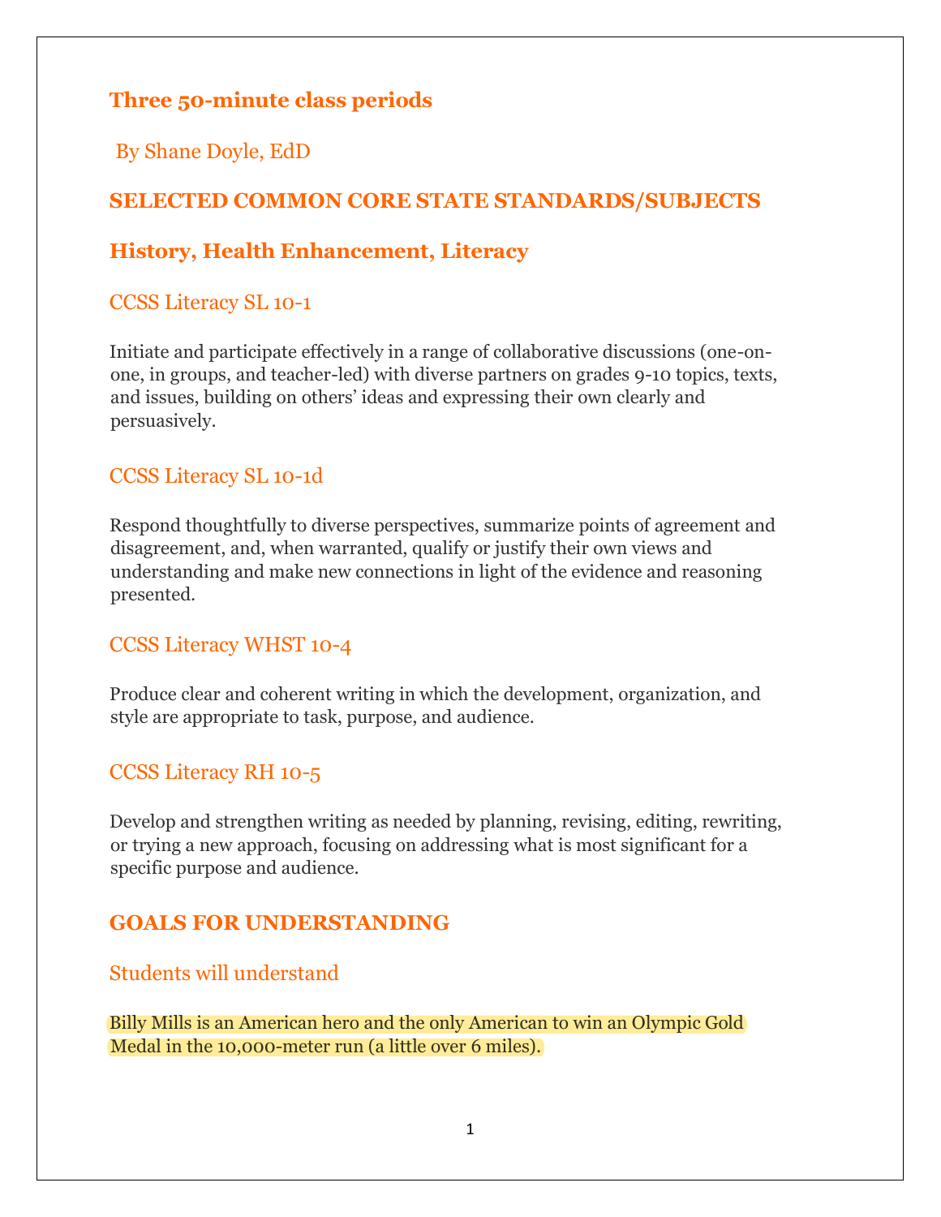## Three 50-minute class periods

By Shane Doyle, EdD

## SELECTED COMMON CORE STATE STANDARDS/SUBJECTS

## History, Health Enhancement, Literacy

### CCSS Literacy SL 10-1

Initiate and participate effectively in a range of collaborative discussions (one-on-one, in groups, and teacher-led) with diverse partners on grades 9-10 topics, texts, and issues, building on others' ideas and expressing their own clearly and persuasively.

### CCSS Literacy SL 10-1d

Respond thoughtfully to diverse perspectives, summarize points of agreement and disagreement, and, when warranted, qualify or justify their own views and understanding and make new connections in light of the evidence and reasoning presented.

### CCSS Literacy WHST 10-4

Produce clear and coherent writing in which the development, organization, and style are appropriate to task, purpose, and audience.

### CCSS Literacy RH 10-5

Develop and strengthen writing as needed by planning, revising, editing, rewriting, or trying a new approach, focusing on addressing what is most significant for a specific purpose and audience.

## GOALS FOR UNDERSTANDING

### Students will understand

Billy Mills is an American hero and the only American to win an Olympic Gold Medal in the 10,000-meter run (a little over 6 miles).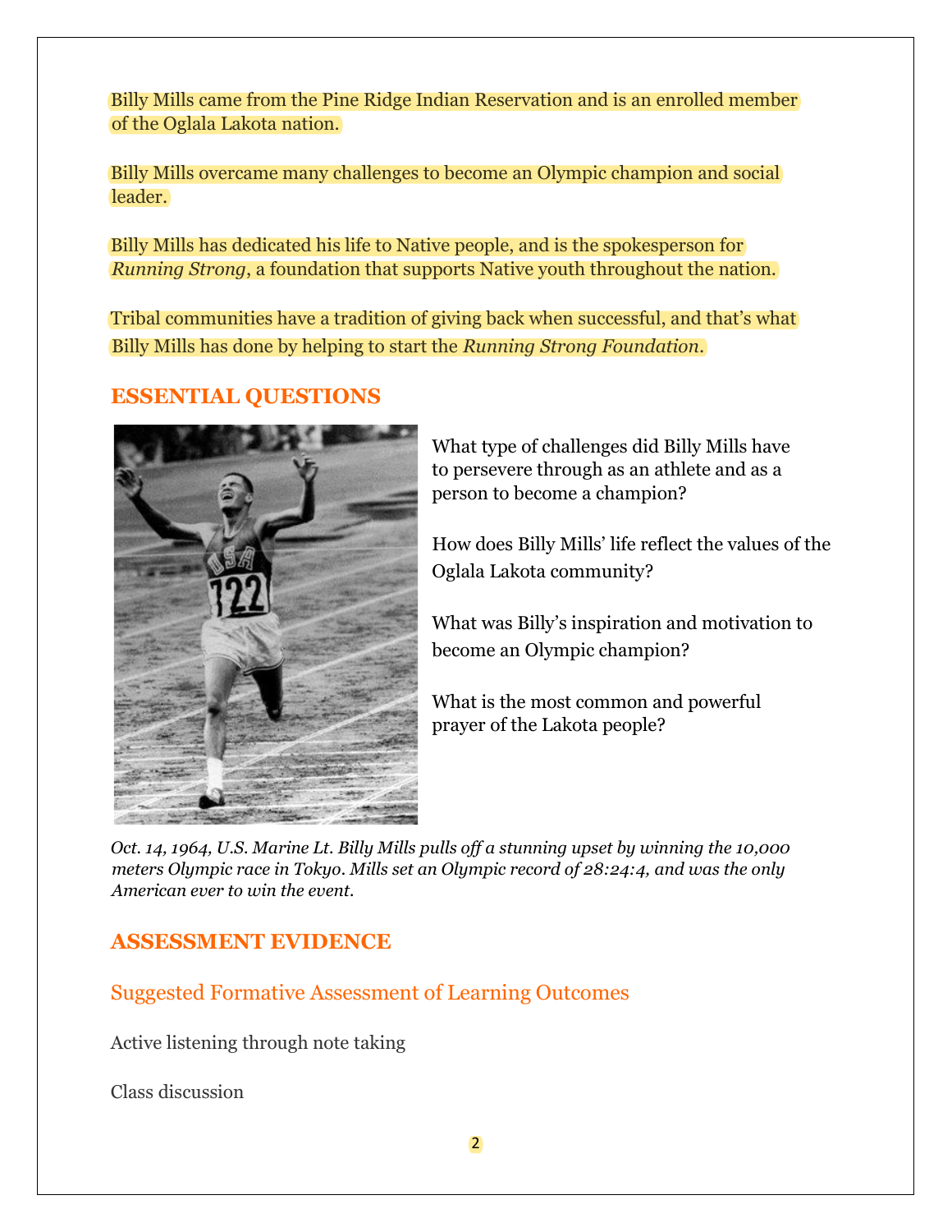Billy Mills came from the Pine Ridge Indian Reservation and is an enrolled member of the Oglala Lakota nation.

Billy Mills overcame many challenges to become an Olympic champion and social leader.

Billy Mills has dedicated his life to Native people, and is the spokesperson for *Running Strong*, a foundation that supports Native youth throughout the nation.

Tribal communities have a tradition of giving back when successful, and that's what Billy Mills has done by helping to start the *Running Strong Foundation*.

## ESSENTIAL QUESTIONS

What type of challenges did Billy Mills have to persevere through as an athlete and as a person to become a champion?

How does Billy Mills' life reflect the values of the Oglala Lakota community?

What was Billy's inspiration and motivation to become an Olympic champion?

What is the most common and powerful prayer of the Lakota people?

*Oct. 14, 1964, U.S. Marine Lt. Billy Mills pulls off a stunning upset by winning the 10,000 meters Olympic race in Tokyo. Mills set an Olympic record of 28:24:4, and was the only American ever to win the event.*

## ASSESSMENT EVIDENCE

### Suggested Formative Assessment of Learning Outcomes

Active listening through note taking

Class discussion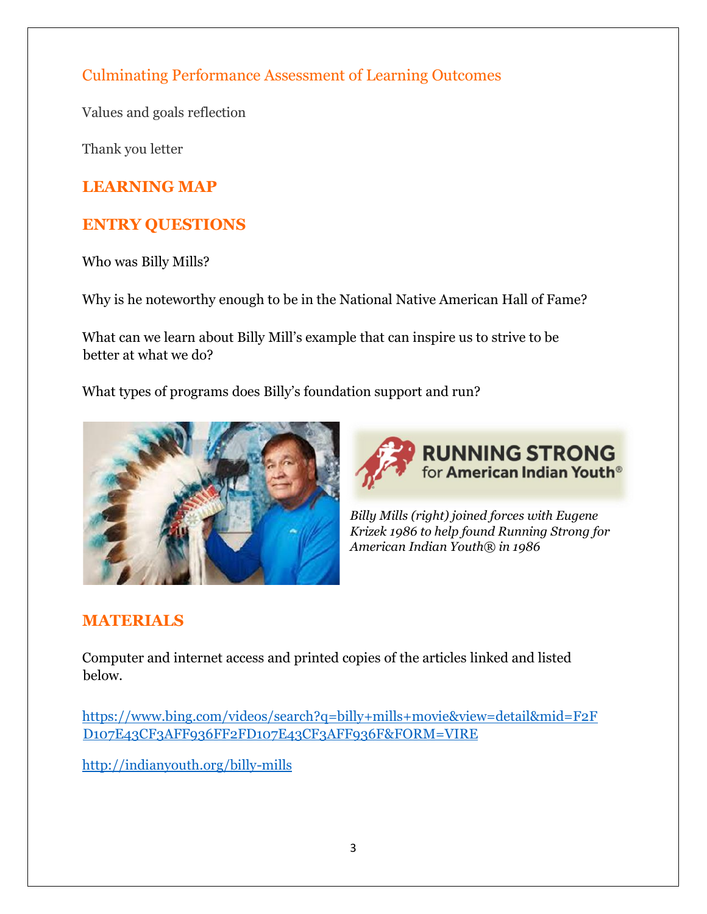## Culminating Performance Assessment of Learning Outcomes

Values and goals reflection

Thank you letter

## LEARNING MAP

## ENTRY QUESTIONS

Who was Billy Mills?

Why is he noteworthy enough to be in the National Native American Hall of Fame?

What can we learn about Billy Mill's example that can inspire us to strive to be better at what we do?

What types of programs does Billy's foundation support and run?

RUNNING STRONG for American Indian Youth®

*Billy Mills (right) joined forces with Eugene Krizek 1986 to help found Running Strong for American Indian Youth® in 1986*

## MATERIALS

Computer and internet access and printed copies of the articles linked and listed below.

https://www.bing.com/videos/search?q=billy+mills+movie&view=detail&mid=F2FD107E43CF3AFF936FF2FD107E43CF3AFF936F&FORM=VIRE

http://indianyouth.org/billy-mills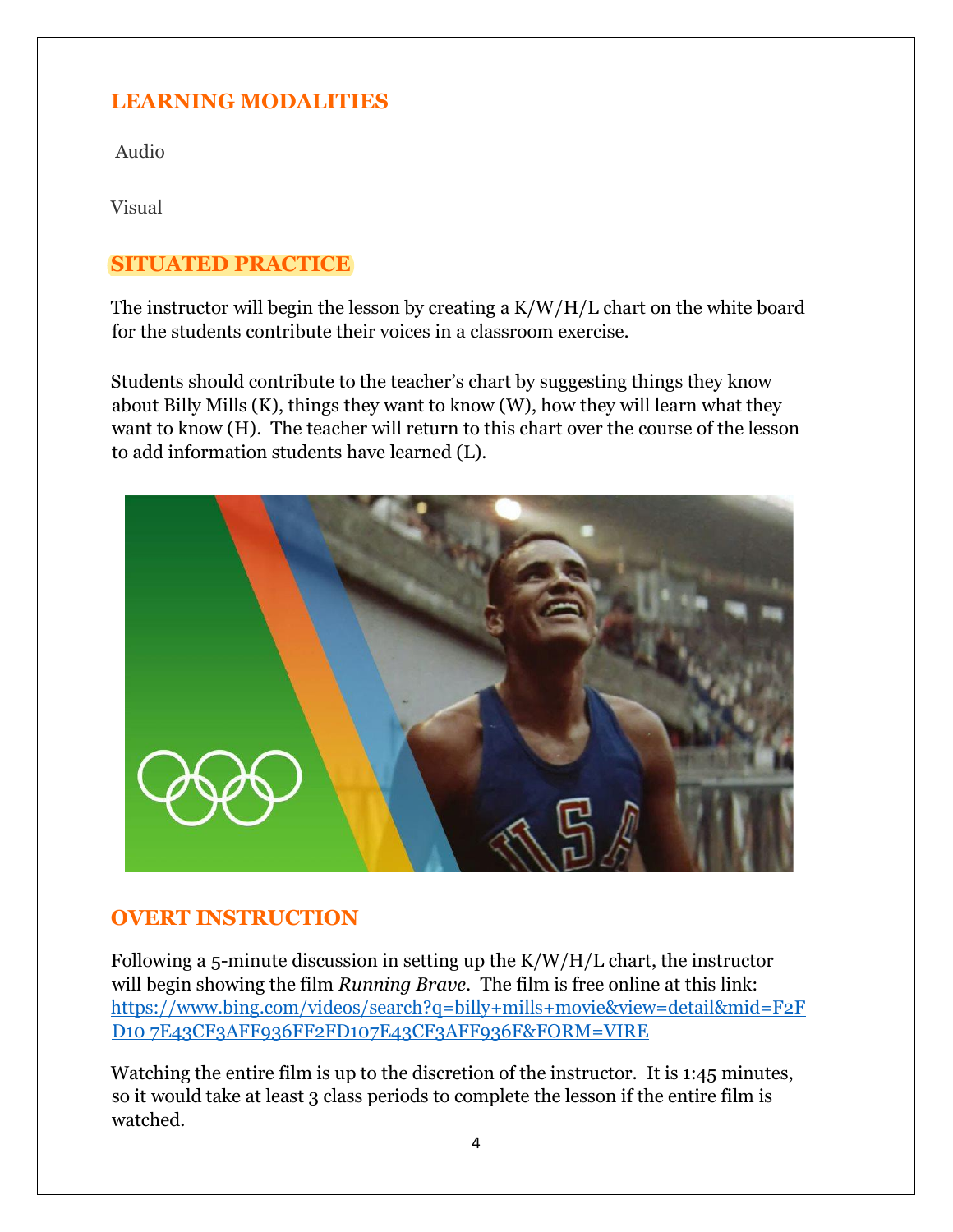## LEARNING MODALITIES

Audio

Visual

## SITUATED PRACTICE

The instructor will begin the lesson by creating a K/W/H/L chart on the white board for the students contribute their voices in a classroom exercise.

Students should contribute to the teacher's chart by suggesting things they know about Billy Mills (K), things they want to know (W), how they will learn what they want to know (H). The teacher will return to this chart over the course of the lesson to add information students have learned (L).

## OVERT INSTRUCTION

Following a 5-minute discussion in setting up the K/W/H/L chart, the instructor will begin showing the film *Running Brave*. The film is free online at this link: [https://www.bing.com/videos/search?q=billy+mills+movie&view=detail&mid=F2FD10 7E43CF3AFF936FF2FD107E43CF3AFF936F&FORM=VIRE](https://www.bing.com/videos/search?q=billy+mills+movie&view=detail&mid=F2FD107E43CF3AFF936FF2FD107E43CF3AFF936F&FORM=VIRE)

Watching the entire film is up to the discretion of the instructor. It is 1:45 minutes, so it would take at least 3 class periods to complete the lesson if the entire film is watched.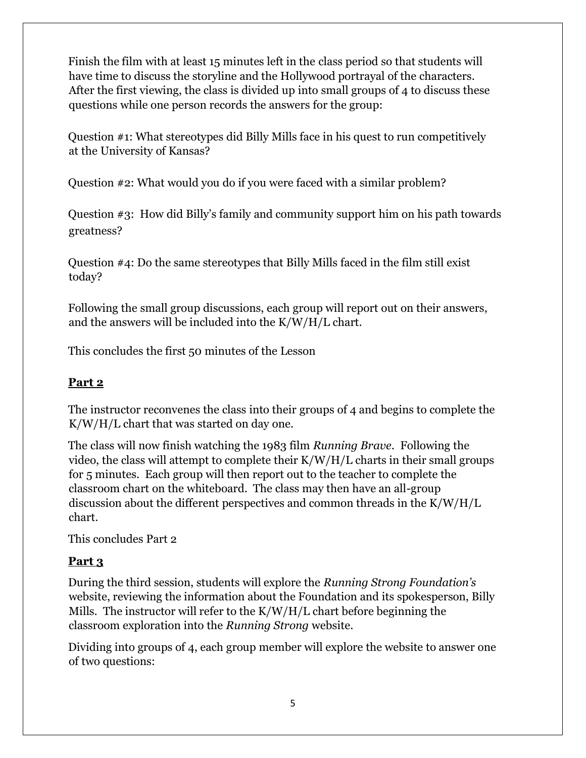Finish the film with at least 15 minutes left in the class period so that students will have time to discuss the storyline and the Hollywood portrayal of the characters. After the first viewing, the class is divided up into small groups of 4 to discuss these questions while one person records the answers for the group:

Question #1: What stereotypes did Billy Mills face in his quest to run competitively at the University of Kansas?

Question #2: What would you do if you were faced with a similar problem?

Question #3: How did Billy's family and community support him on his path towards greatness?

Question #4: Do the same stereotypes that Billy Mills faced in the film still exist today?

Following the small group discussions, each group will report out on their answers, and the answers will be included into the K/W/H/L chart.

This concludes the first 50 minutes of the Lesson

## **Part 2**

The instructor reconvenes the class into their groups of 4 and begins to complete the K/W/H/L chart that was started on day one.

The class will now finish watching the 1983 film *Running Brave*. Following the video, the class will attempt to complete their K/W/H/L charts in their small groups for 5 minutes. Each group will then report out to the teacher to complete the classroom chart on the whiteboard. The class may then have an all-group discussion about the different perspectives and common threads in the K/W/H/L chart.

This concludes Part 2

## **Part 3**

During the third session, students will explore the *Running Strong Foundation's* website, reviewing the information about the Foundation and its spokesperson, Billy Mills. The instructor will refer to the K/W/H/L chart before beginning the classroom exploration into the *Running Strong* website.

Dividing into groups of 4, each group member will explore the website to answer one of two questions: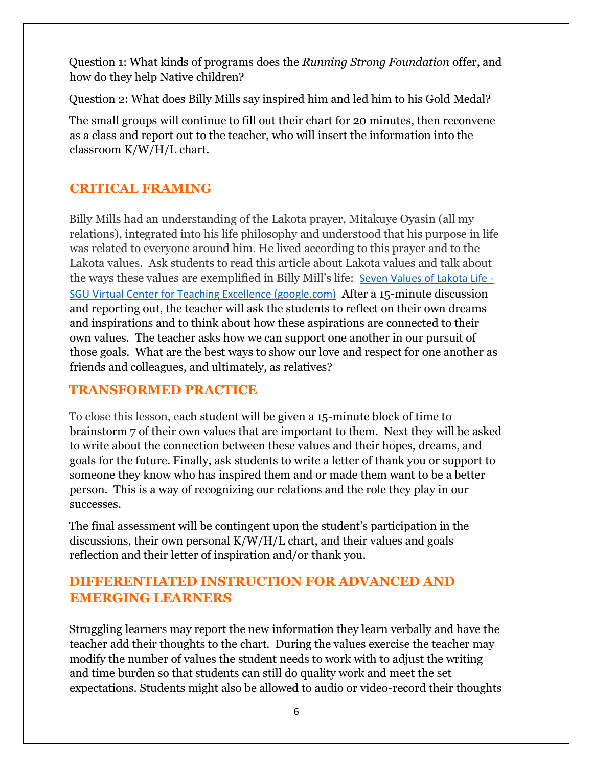Question 1: What kinds of programs does the *Running Strong Foundation* offer, and how do they help Native children?

Question 2: What does Billy Mills say inspired him and led him to his Gold Medal?

The small groups will continue to fill out their chart for 20 minutes, then reconvene as a class and report out to the teacher, who will insert the information into the classroom K/W/H/L chart.

## CRITICAL FRAMING

Billy Mills had an understanding of the Lakota prayer, Mitakuye Oyasin (all my relations), integrated into his life philosophy and understood that his purpose in life was related to everyone around him. He lived according to this prayer and to the Lakota values. Ask students to read this article about Lakota values and talk about the ways these values are exemplified in Billy Mill's life: [Seven Values of Lakota Life - SGU Virtual Center for Teaching Excellence (google.com)] After a 15-minute discussion and reporting out, the teacher will ask the students to reflect on their own dreams and inspirations and to think about how these aspirations are connected to their own values. The teacher asks how we can support one another in our pursuit of those goals. What are the best ways to show our love and respect for one another as friends and colleagues, and ultimately, as relatives?

## TRANSFORMED PRACTICE

To close this lesson, each student will be given a 15-minute block of time to brainstorm 7 of their own values that are important to them. Next they will be asked to write about the connection between these values and their hopes, dreams, and goals for the future. Finally, ask students to write a letter of thank you or support to someone they know who has inspired them and or made them want to be a better person. This is a way of recognizing our relations and the role they play in our successes.

The final assessment will be contingent upon the student's participation in the discussions, their own personal K/W/H/L chart, and their values and goals reflection and their letter of inspiration and/or thank you.

## DIFFERENTIATED INSTRUCTION FOR ADVANCED AND EMERGING LEARNERS

Struggling learners may report the new information they learn verbally and have the teacher add their thoughts to the chart. During the values exercise the teacher may modify the number of values the student needs to work with to adjust the writing and time burden so that students can still do quality work and meet the set expectations. Students might also be allowed to audio or video-record their thoughts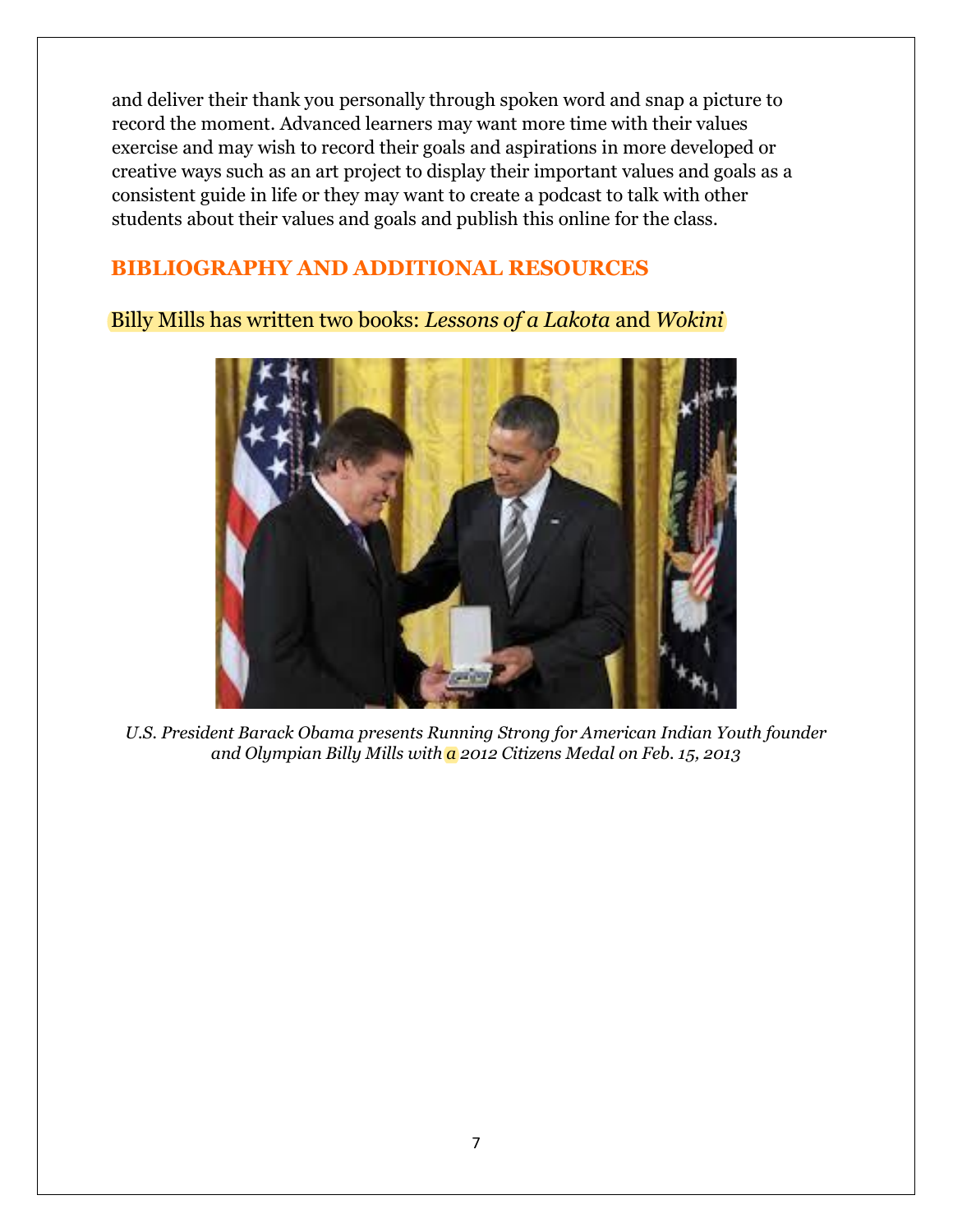and deliver their thank you personally through spoken word and snap a picture to record the moment. Advanced learners may want more time with their values exercise and may wish to record their goals and aspirations in more developed or creative ways such as an art project to display their important values and goals as a consistent guide in life or they may want to create a podcast to talk with other students about their values and goals and publish this online for the class.

## BIBLIOGRAPHY AND ADDITIONAL RESOURCES

Billy Mills has written two books: *Lessons of a Lakota* and *Wokini*

*U.S. President Barack Obama presents Running Strong for American Indian Youth founder and Olympian Billy Mills with a 2012 Citizens Medal on Feb. 15, 2013*